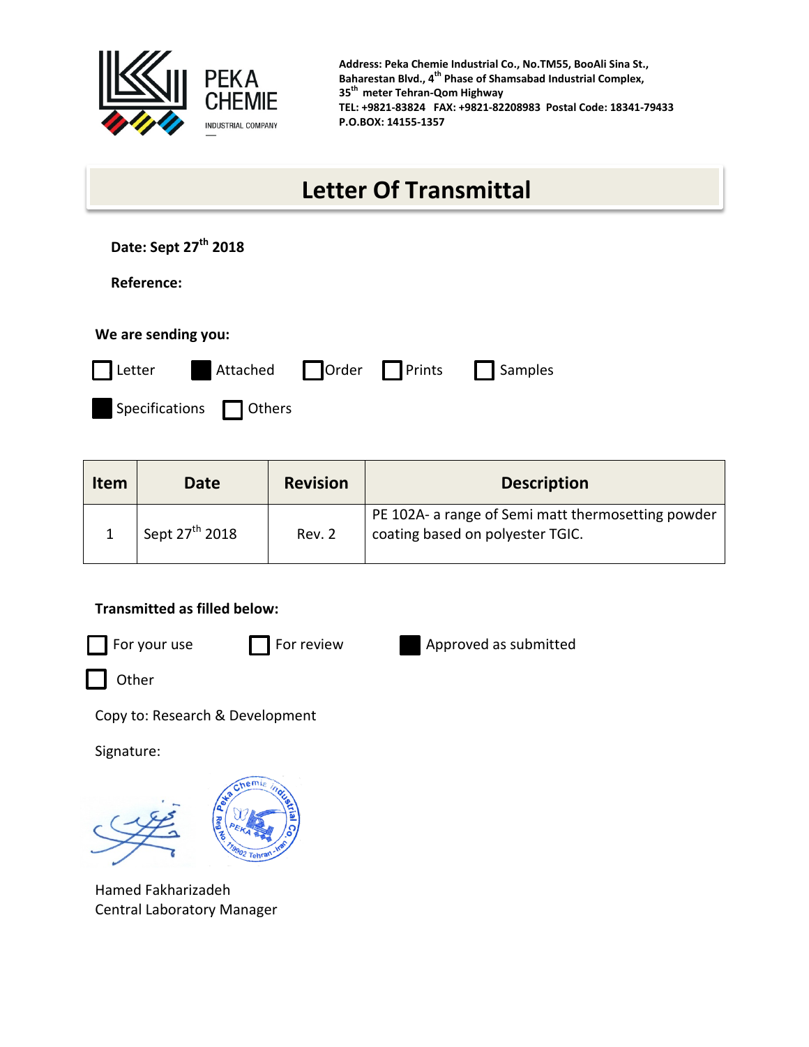PEKA CHEMIE
INDUSTRIAL COMPANY

**Address: Peka Chemie Industrial Co., No.TM55, BooAli Sina St., Baharestan Blvd., 4th Phase of Shamsabad Industrial Complex, 35th meter Tehran-Qom Highway**
**TEL: +9821-83824 FAX: +9821-82208983 Postal Code: 18341-79433**
**P.O.BOX: 14155-1357**

# Letter Of Transmittal

**Date: Sept 27th 2018**

**Reference:**

**We are sending you:**

- [ ] Letter
- [x] Attached
- [ ] Order
- [ ] Prints
- [ ] Samples
- [x] Specifications
- [ ] Others

| Item | Date | Revision | Description |
|---|---|---|---|
| 1 | Sept 27th 2018 | Rev. 2 | PE 102A- a range of Semi matt thermosetting powder coating based on polyester TGIC. |

**Transmitted as filled below:**

- [ ] For your use
- [ ] For review
- [x] Approved as submitted
- [ ] Other

Copy to: Research & Development

Signature:

Hamed Fakharizadeh
Central Laboratory Manager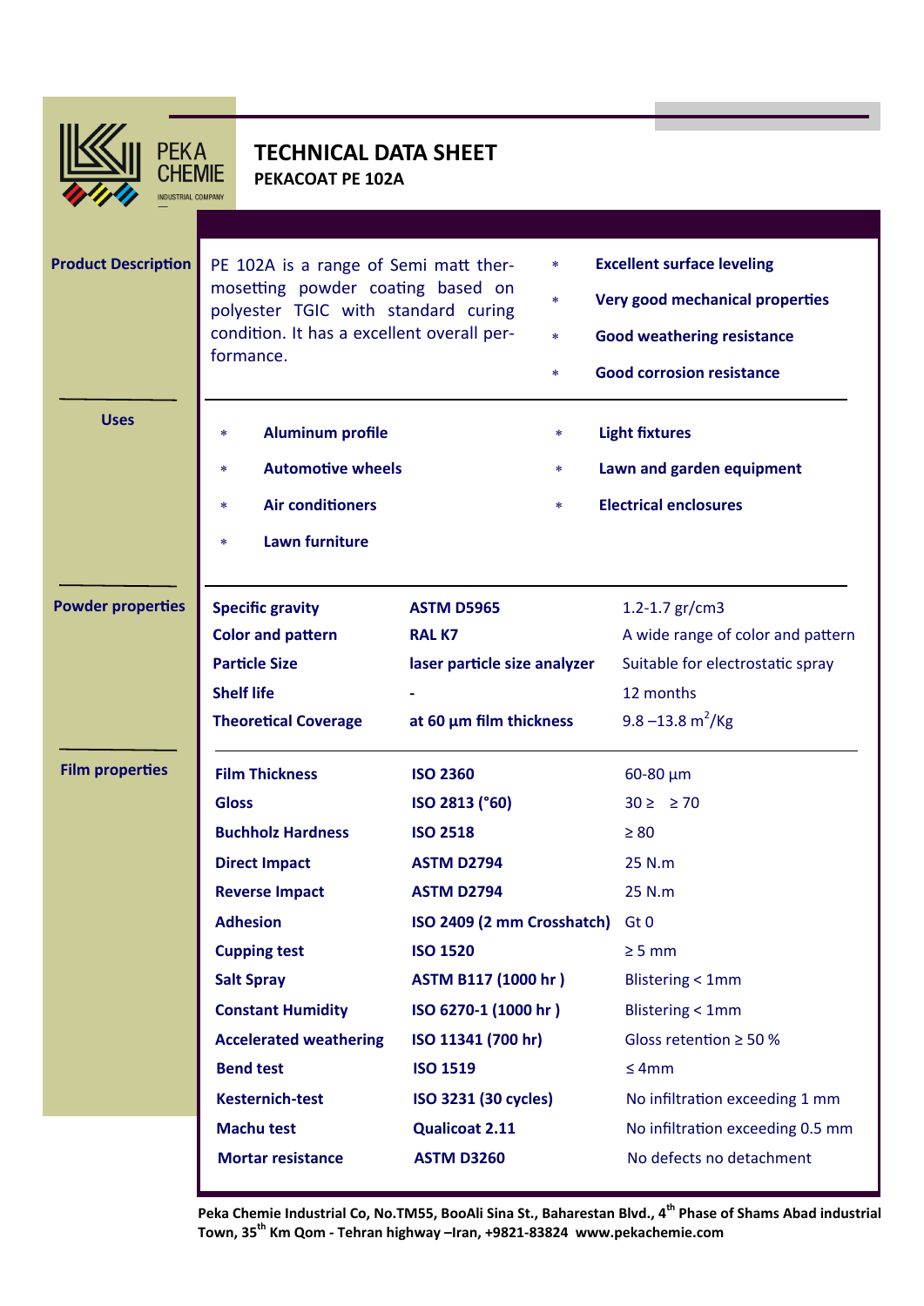PEKA CHEMIE
INDUSTRIAL COMPANY

# TECHNICAL DATA SHEET

**PEKACOAT PE 102A**

## Product Description

PE 102A is a range of Semi matt thermosetting powder coating based on polyester TGIC with standard curing condition. It has a excellent overall performance.

* **Excellent surface leveling**
* **Very good mechanical properties**
* **Good weathering resistance**
* **Good corrosion resistance**

## Uses

* **Aluminum profile**
* **Automotive wheels**
* **Air conditioners**
* **Lawn furniture**
* **Light fixtures**
* **Lawn and garden equipment**
* **Electrical enclosures**

## Powder properties

| | | |
|---|---|---|
| **Specific gravity** | **ASTM D5965** | 1.2-1.7 gr/cm3 |
| **Color and pattern** | **RAL K7** | A wide range of color and pattern |
| **Particle Size** | **laser particle size analyzer** | Suitable for electrostatic spray |
| **Shelf life** | **-** | 12 months |
| **Theoretical Coverage** | **at 60 µm film thickness** | 9.8 –13.8 $m^2$/Kg |

## Film properties

| | | |
|---|---|---|
| **Film Thickness** | **ISO 2360** | 60-80 µm |
| **Gloss** | **ISO 2813 (°60)** | 30 ≥ ≥ 70 |
| **Buchholz Hardness** | **ISO 2518** | ≥ 80 |
| **Direct Impact** | **ASTM D2794** | 25 N.m |
| **Reverse Impact** | **ASTM D2794** | 25 N.m |
| **Adhesion** | **ISO 2409 (2 mm Crosshatch)** | Gt 0 |
| **Cupping test** | **ISO 1520** | ≥ 5 mm |
| **Salt Spray** | **ASTM B117 (1000 hr )** | Blistering < 1mm |
| **Constant Humidity** | **ISO 6270-1 (1000 hr )** | Blistering < 1mm |
| **Accelerated weathering** | **ISO 11341 (700 hr)** | Gloss retention ≥ 50 % |
| **Bend test** | **ISO 1519** | ≤ 4mm |
| **Kesternich-test** | **ISO 3231 (30 cycles)** | No infiltration exceeding 1 mm |
| **Machu test** | **Qualicoat 2.11** | No infiltration exceeding 0.5 mm |
| **Mortar resistance** | **ASTM D3260** | No defects no detachment |

**Peka Chemie Industrial Co, No.TM55, BooAli Sina St., Baharestan Blvd., 4th Phase of Shams Abad industrial Town, 35th Km Qom - Tehran highway –Iran, +9821-83824 www.pekachemie.com**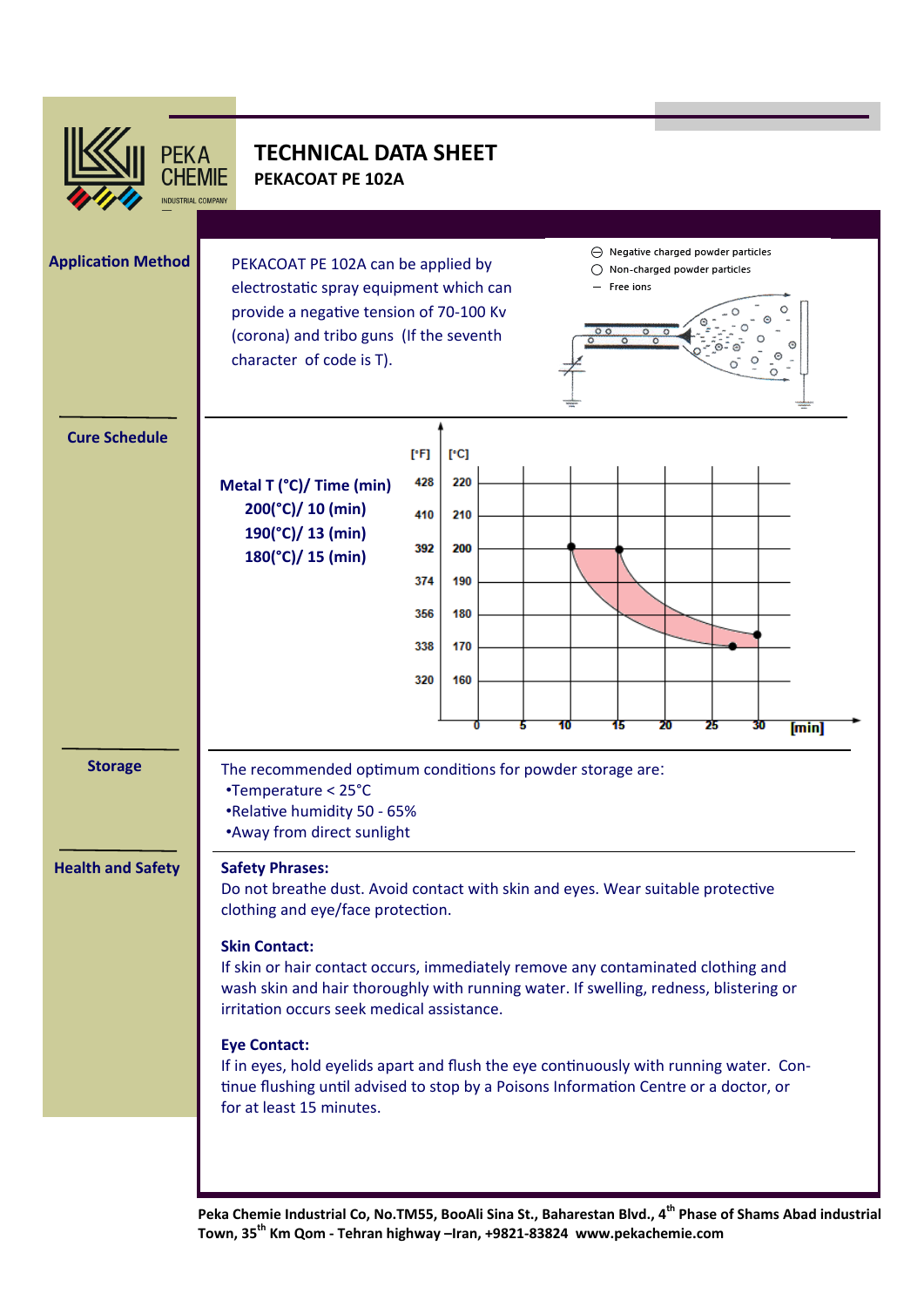# TECHNICAL DATA SHEET

**PEKACOAT PE 102A**

## Application Method

PEKACOAT PE 102A can be applied by electrostatic spray equipment which can provide a negative tension of 70-100 Kv (corona) and tribo guns (If the seventh character of code is T).

⊖ Negative charged powder particles
○ Non-charged powder particles
– Free ions

## Cure Schedule

**Metal T (°C)/ Time (min)**
**200(°C)/ 10 (min)**
**190(°C)/ 13 (min)**
**180(°C)/ 15 (min)**

[°F] [°C]
428 220
410 210
392 200
374 190
356 180
338 170
320 160
0 5 10 15 20 25 30 [min]

## Storage

The recommended optimum conditions for powder storage are:

- Temperature < 25°C
- Relative humidity 50 - 65%
- Away from direct sunlight

## Health and Safety

**Safety Phrases:**
Do not breathe dust. Avoid contact with skin and eyes. Wear suitable protective clothing and eye/face protection.

**Skin Contact:**
If skin or hair contact occurs, immediately remove any contaminated clothing and wash skin and hair thoroughly with running water. If swelling, redness, blistering or irritation occurs seek medical assistance.

**Eye Contact:**
If in eyes, hold eyelids apart and flush the eye continuously with running water. Continue flushing until advised to stop by a Poisons Information Centre or a doctor, or for at least 15 minutes.

**Peka Chemie Industrial Co, No.TM55, BooAli Sina St., Baharestan Blvd., 4th Phase of Shams Abad industrial Town, 35th Km Qom - Tehran highway –Iran, +9821-83824 www.pekachemie.com**